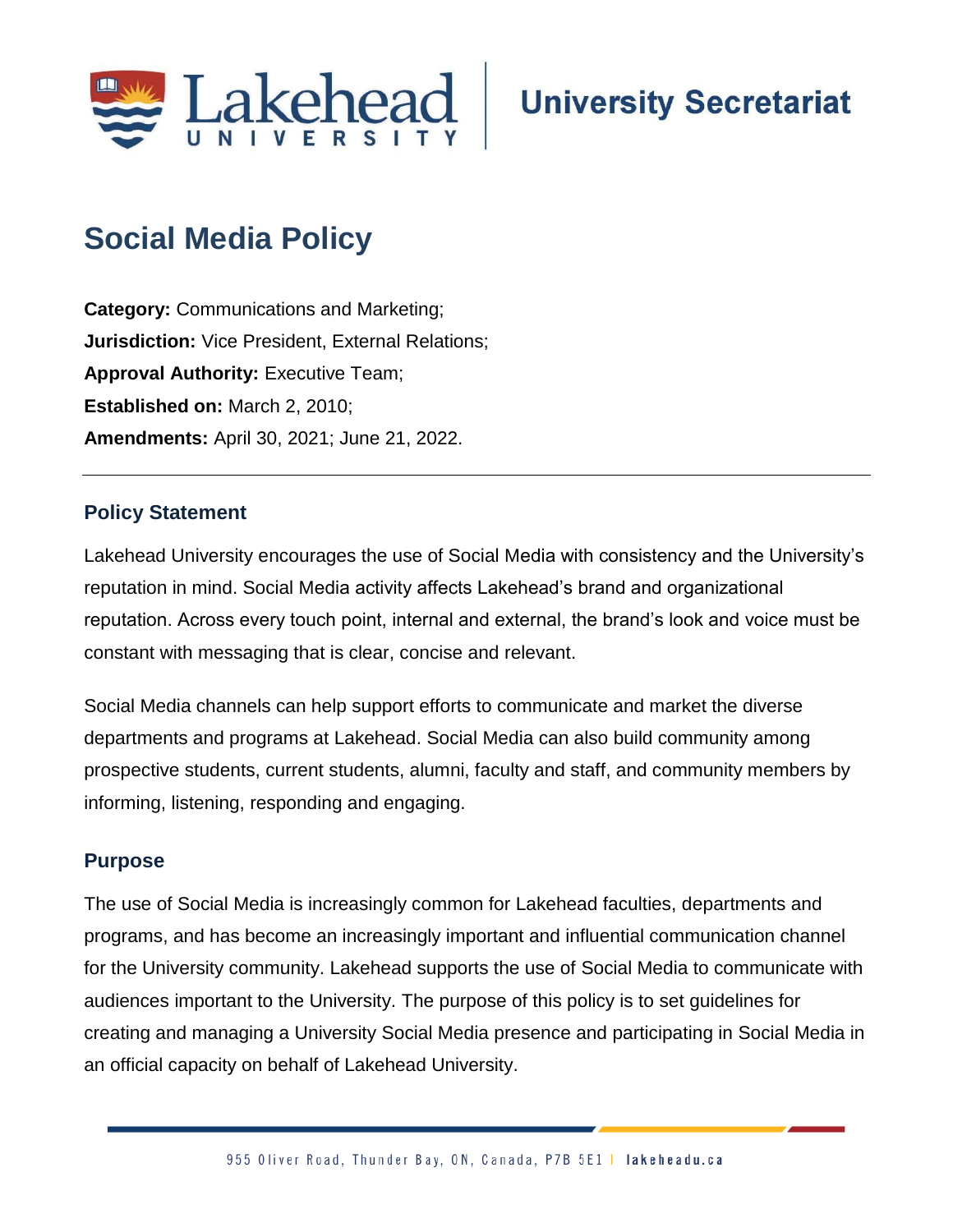# Social Media Policy

**Category:** Communications and Marketing;
**Jurisdiction:** Vice President, External Relations;
**Approval Authority:** Executive Team;
**Established on:** March 2, 2010;
**Amendments:** April 30, 2021; June 21, 2022.

---

## Policy Statement

Lakehead University encourages the use of Social Media with consistency and the University's reputation in mind. Social Media activity affects Lakehead's brand and organizational reputation. Across every touch point, internal and external, the brand's look and voice must be constant with messaging that is clear, concise and relevant.

Social Media channels can help support efforts to communicate and market the diverse departments and programs at Lakehead. Social Media can also build community among prospective students, current students, alumni, faculty and staff, and community members by informing, listening, responding and engaging.

## Purpose

The use of Social Media is increasingly common for Lakehead faculties, departments and programs, and has become an increasingly important and influential communication channel for the University community. Lakehead supports the use of Social Media to communicate with audiences important to the University. The purpose of this policy is to set guidelines for creating and managing a University Social Media presence and participating in Social Media in an official capacity on behalf of Lakehead University.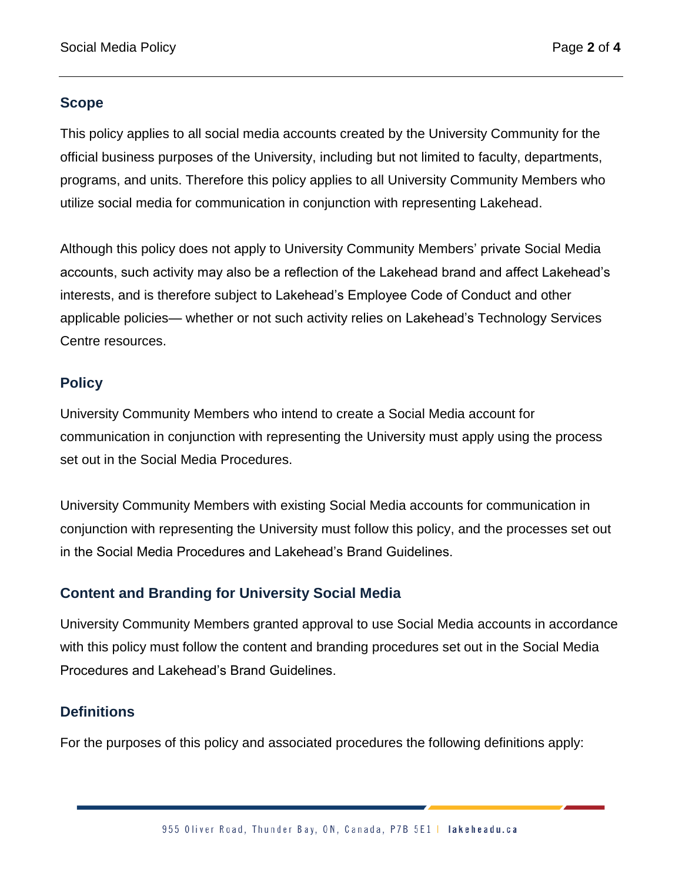## Scope

This policy applies to all social media accounts created by the University Community for the official business purposes of the University, including but not limited to faculty, departments, programs, and units. Therefore this policy applies to all University Community Members who utilize social media for communication in conjunction with representing Lakehead.

Although this policy does not apply to University Community Members' private Social Media accounts, such activity may also be a reflection of the Lakehead brand and affect Lakehead's interests, and is therefore subject to Lakehead's Employee Code of Conduct and other applicable policies— whether or not such activity relies on Lakehead's Technology Services Centre resources.

## Policy

University Community Members who intend to create a Social Media account for communication in conjunction with representing the University must apply using the process set out in the Social Media Procedures.

University Community Members with existing Social Media accounts for communication in conjunction with representing the University must follow this policy, and the processes set out in the Social Media Procedures and Lakehead's Brand Guidelines.

## Content and Branding for University Social Media

University Community Members granted approval to use Social Media accounts in accordance with this policy must follow the content and branding procedures set out in the Social Media Procedures and Lakehead's Brand Guidelines.

## Definitions

For the purposes of this policy and associated procedures the following definitions apply: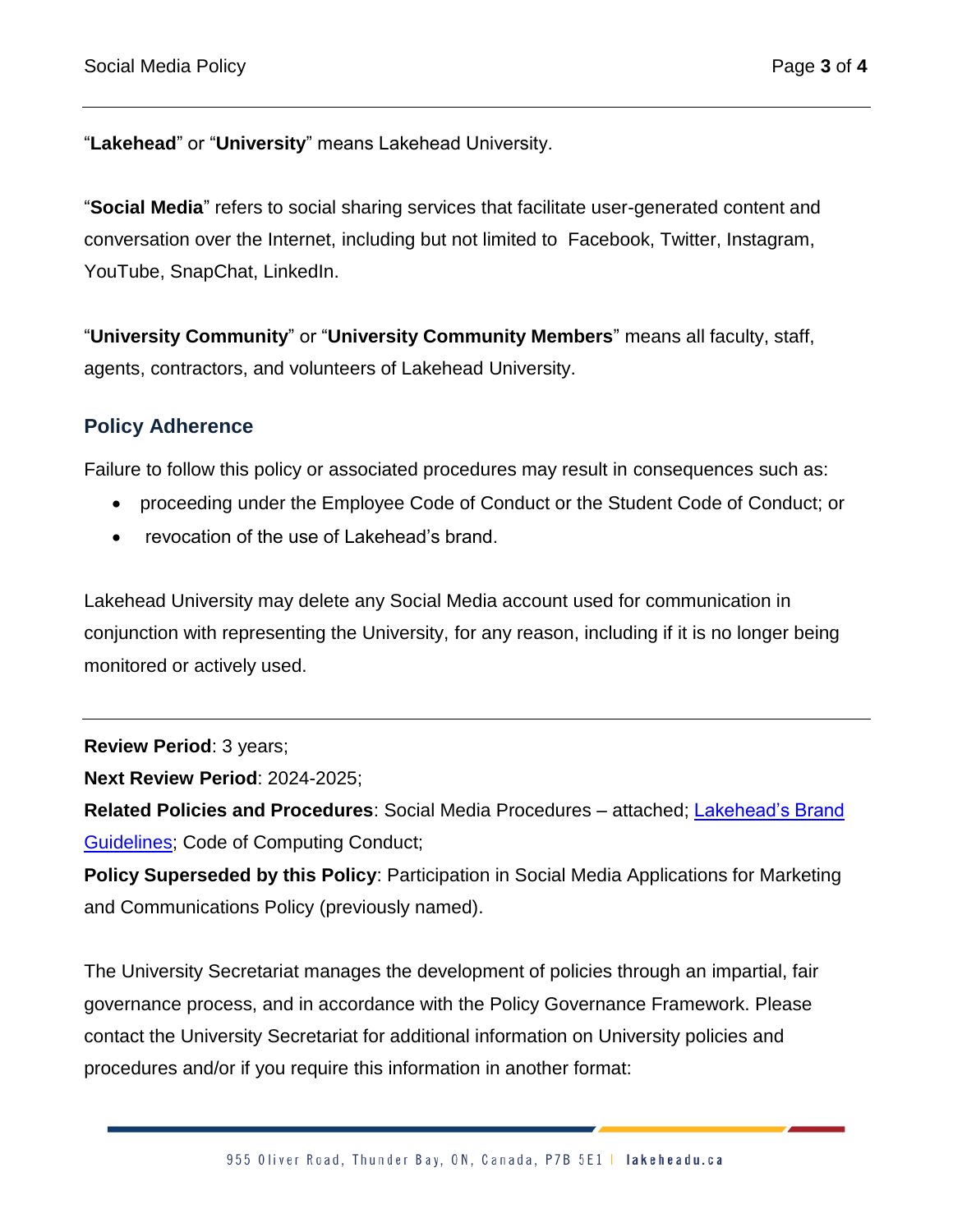"**Lakehead**" or "**University**" means Lakehead University.

"**Social Media**" refers to social sharing services that facilitate user-generated content and conversation over the Internet, including but not limited to Facebook, Twitter, Instagram, YouTube, SnapChat, LinkedIn.

"**University Community**" or "**University Community Members**" means all faculty, staff, agents, contractors, and volunteers of Lakehead University.

## Policy Adherence

Failure to follow this policy or associated procedures may result in consequences such as:

- proceeding under the Employee Code of Conduct or the Student Code of Conduct; or
- revocation of the use of Lakehead's brand.

Lakehead University may delete any Social Media account used for communication in conjunction with representing the University, for any reason, including if it is no longer being monitored or actively used.

---

**Review Period**: 3 years;

**Next Review Period**: 2024-2025;

**Related Policies and Procedures**: Social Media Procedures – attached; Lakehead's Brand Guidelines; Code of Computing Conduct;

**Policy Superseded by this Policy**: Participation in Social Media Applications for Marketing and Communications Policy (previously named).

The University Secretariat manages the development of policies through an impartial, fair governance process, and in accordance with the Policy Governance Framework. Please contact the University Secretariat for additional information on University policies and procedures and/or if you require this information in another format: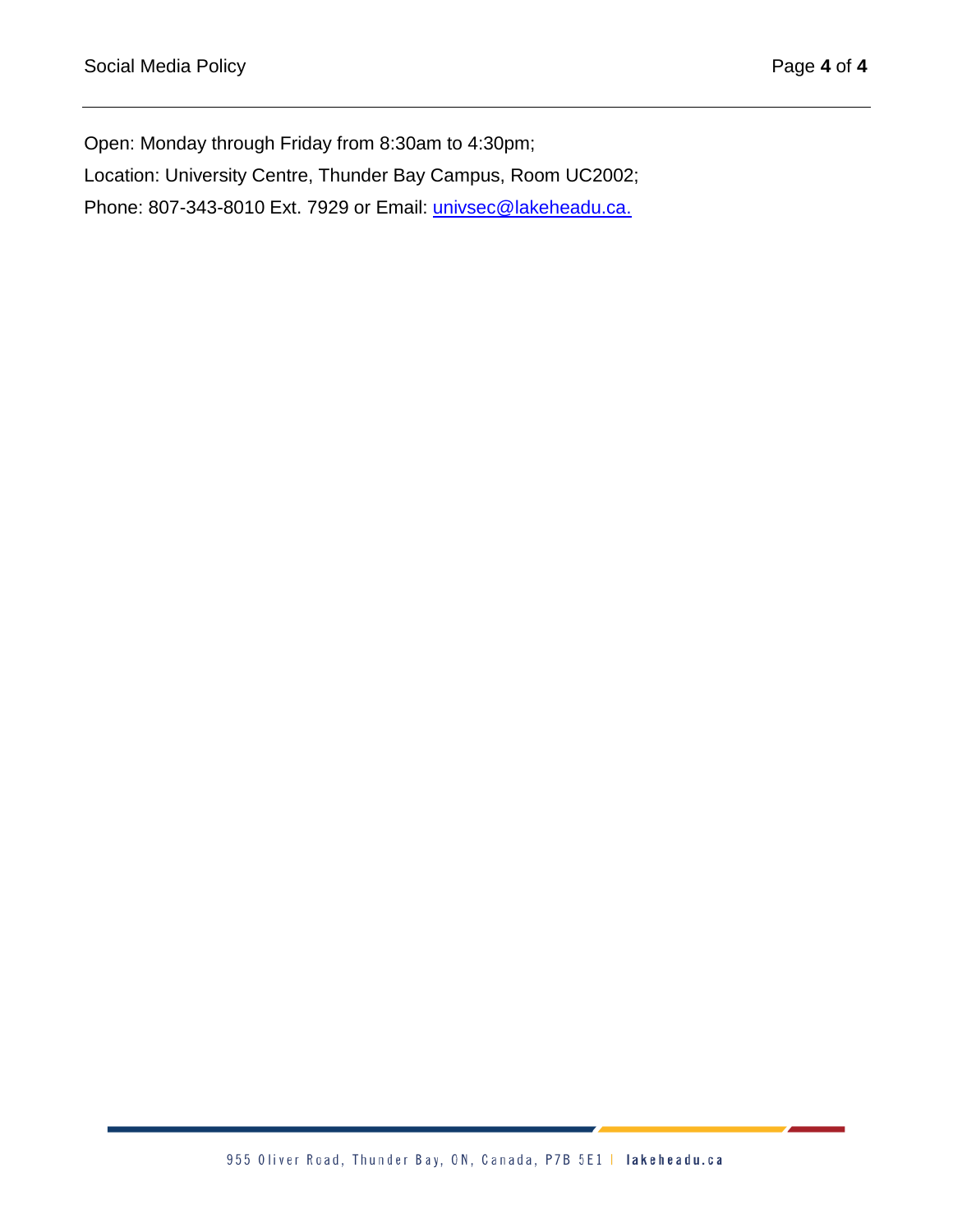Open: Monday through Friday from 8:30am to 4:30pm;

Location: University Centre, Thunder Bay Campus, Room UC2002;

Phone: 807-343-8010 Ext. 7929 or Email: univsec@lakeheadu.ca.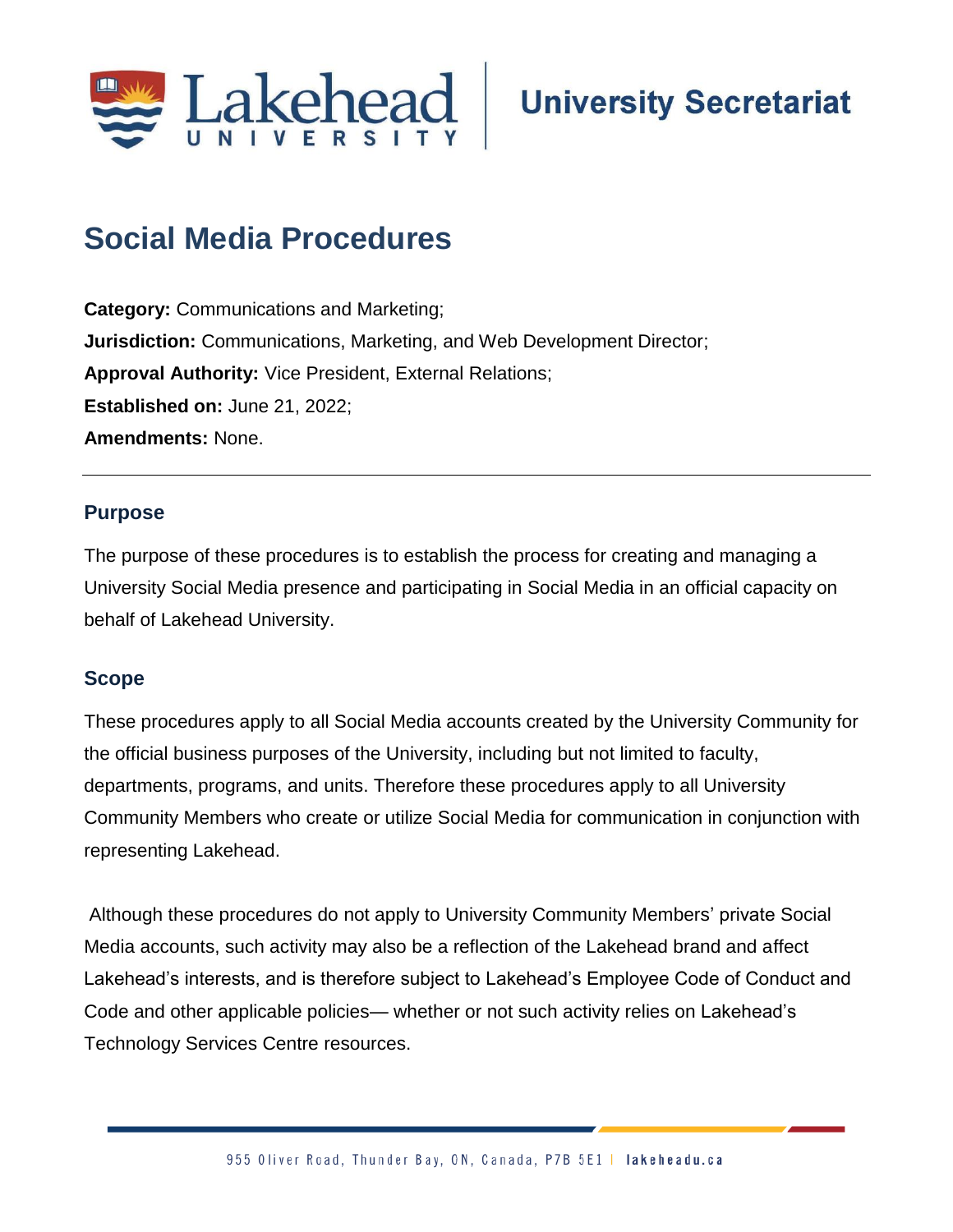# Social Media Procedures

**Category:** Communications and Marketing;
**Jurisdiction:** Communications, Marketing, and Web Development Director;
**Approval Authority:** Vice President, External Relations;
**Established on:** June 21, 2022;
**Amendments:** None.

---

## Purpose

The purpose of these procedures is to establish the process for creating and managing a University Social Media presence and participating in Social Media in an official capacity on behalf of Lakehead University.

## Scope

These procedures apply to all Social Media accounts created by the University Community for the official business purposes of the University, including but not limited to faculty, departments, programs, and units. Therefore these procedures apply to all University Community Members who create or utilize Social Media for communication in conjunction with representing Lakehead.

Although these procedures do not apply to University Community Members' private Social Media accounts, such activity may also be a reflection of the Lakehead brand and affect Lakehead's interests, and is therefore subject to Lakehead's Employee Code of Conduct and Code and other applicable policies— whether or not such activity relies on Lakehead's Technology Services Centre resources.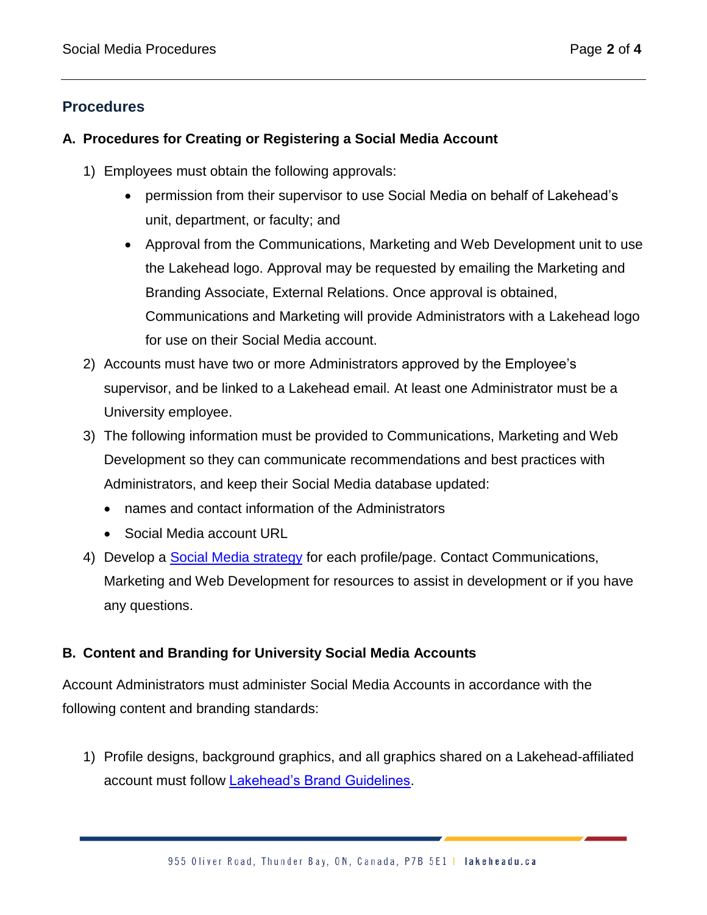## Procedures

### A. Procedures for Creating or Registering a Social Media Account

1) Employees must obtain the following approvals:
    - permission from their supervisor to use Social Media on behalf of Lakehead's unit, department, or faculty; and
    - Approval from the Communications, Marketing and Web Development unit to use the Lakehead logo. Approval may be requested by emailing the Marketing and Branding Associate, External Relations. Once approval is obtained, Communications and Marketing will provide Administrators with a Lakehead logo for use on their Social Media account.
2) Accounts must have two or more Administrators approved by the Employee's supervisor, and be linked to a Lakehead email. At least one Administrator must be a University employee.
3) The following information must be provided to Communications, Marketing and Web Development so they can communicate recommendations and best practices with Administrators, and keep their Social Media database updated:
    - names and contact information of the Administrators
    - Social Media account URL
4) Develop a Social Media strategy for each profile/page. Contact Communications, Marketing and Web Development for resources to assist in development or if you have any questions.

### B. Content and Branding for University Social Media Accounts

Account Administrators must administer Social Media Accounts in accordance with the following content and branding standards:

1) Profile designs, background graphics, and all graphics shared on a Lakehead-affiliated account must follow Lakehead's Brand Guidelines.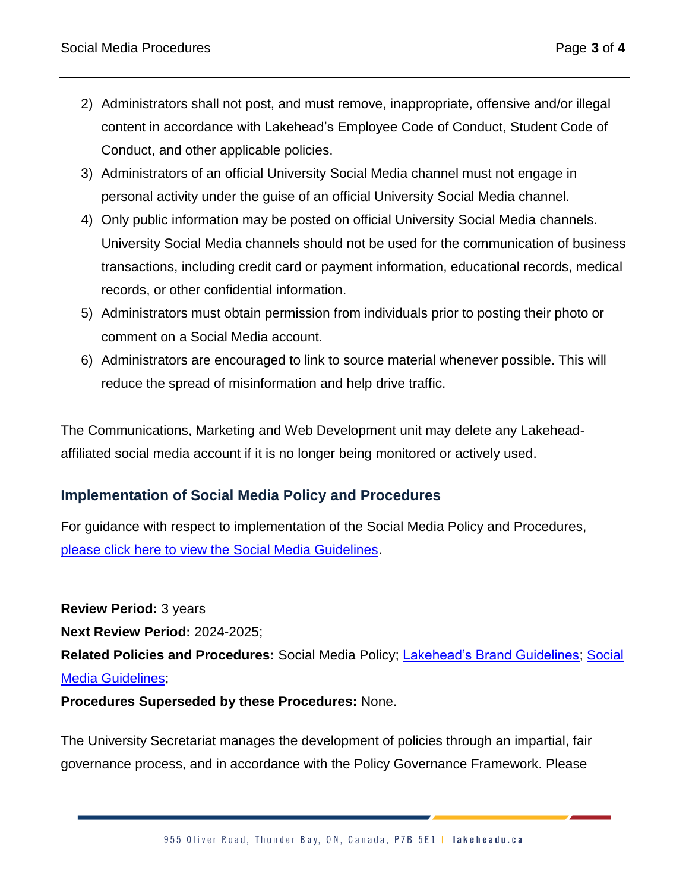2) Administrators shall not post, and must remove, inappropriate, offensive and/or illegal content in accordance with Lakehead's Employee Code of Conduct, Student Code of Conduct, and other applicable policies.
3) Administrators of an official University Social Media channel must not engage in personal activity under the guise of an official University Social Media channel.
4) Only public information may be posted on official University Social Media channels. University Social Media channels should not be used for the communication of business transactions, including credit card or payment information, educational records, medical records, or other confidential information.
5) Administrators must obtain permission from individuals prior to posting their photo or comment on a Social Media account.
6) Administrators are encouraged to link to source material whenever possible. This will reduce the spread of misinformation and help drive traffic.

The Communications, Marketing and Web Development unit may delete any Lakehead-affiliated social media account if it is no longer being monitored or actively used.

## Implementation of Social Media Policy and Procedures

For guidance with respect to implementation of the Social Media Policy and Procedures, please click here to view the Social Media Guidelines.

---

**Review Period:** 3 years

**Next Review Period:** 2024-2025;

**Related Policies and Procedures:** Social Media Policy; Lakehead's Brand Guidelines; Social Media Guidelines;

**Procedures Superseded by these Procedures:** None.

The University Secretariat manages the development of policies through an impartial, fair governance process, and in accordance with the Policy Governance Framework. Please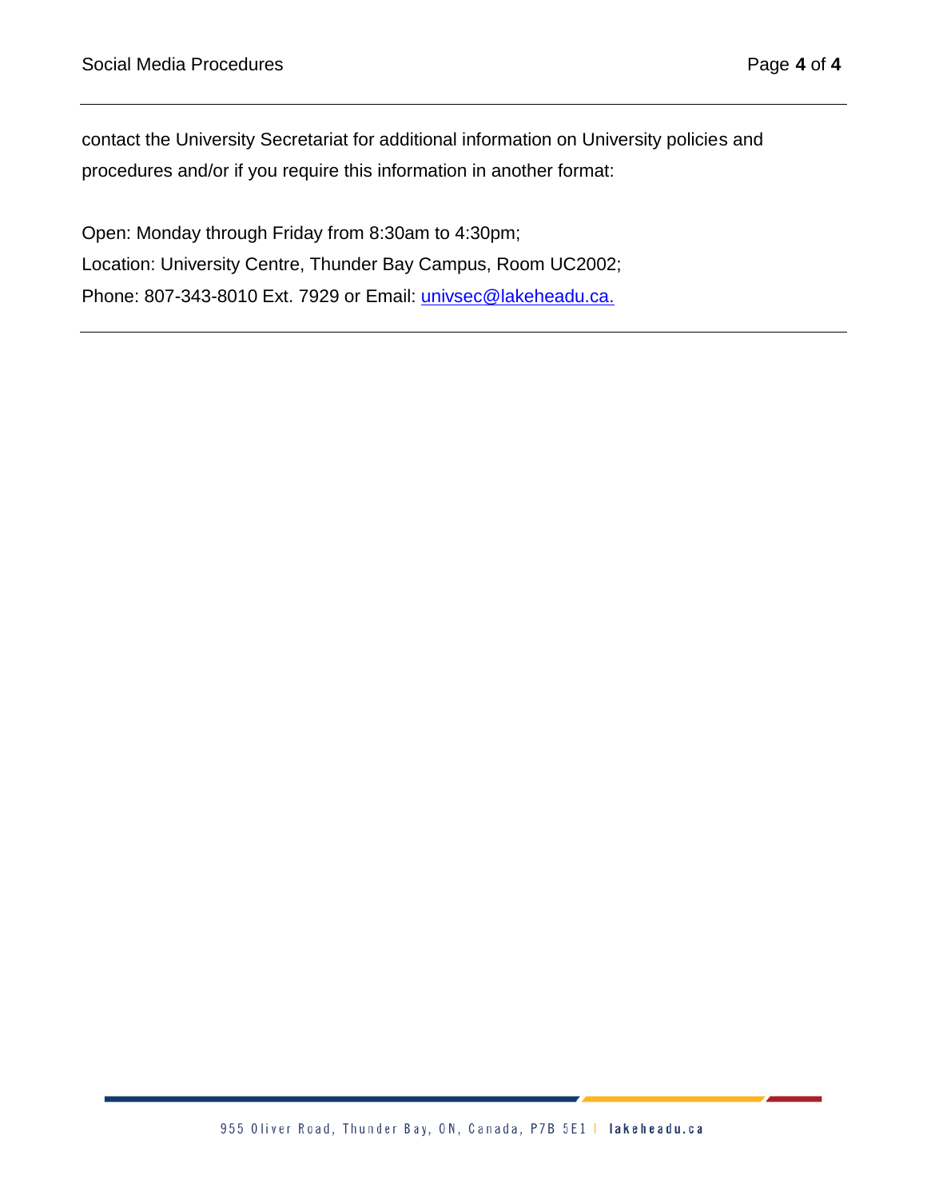contact the University Secretariat for additional information on University policies and procedures and/or if you require this information in another format:

Open: Monday through Friday from 8:30am to 4:30pm;
Location: University Centre, Thunder Bay Campus, Room UC2002;
Phone: 807-343-8010 Ext. 7929 or Email: [univsec@lakeheadu.ca.](mailto:univsec@lakeheadu.ca)